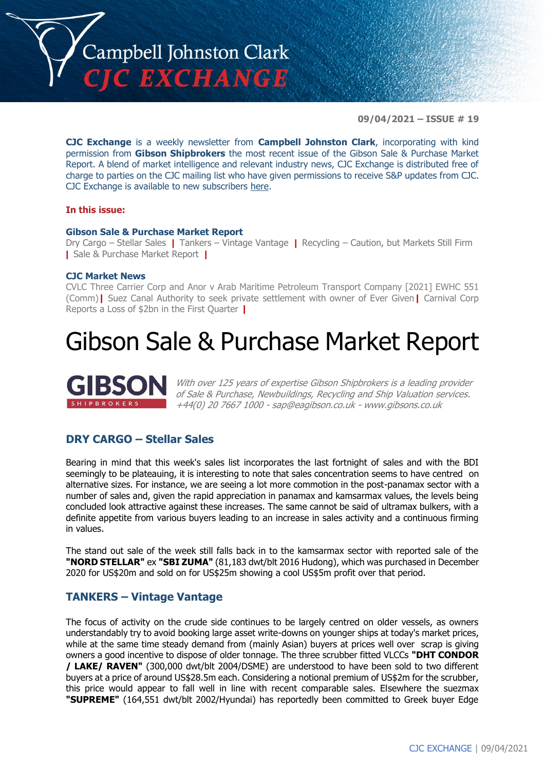# Campbell Johnston Clark CJC EXCHANGE

**09/04/2021 – ISSUE # 19**

**CJC Exchange** is a weekly newsletter from **Campbell Johnston Clark**, incorporating with kind permission from **Gibson Shipbrokers** the most recent issue of the Gibson Sale & Purchase Market Report. A blend of market intelligence and relevant industry news, CJC Exchange is distributed free of charge to parties on the CJC mailing list who have given permissions to receive S&P updates from CJC. CJC Exchange is available to new subscribers here.

**In this issue:**

**Gibson Sale & Purchase Market Report**
Dry Cargo – Stellar Sales | Tankers – Vintage Vantage | Recycling – Caution, but Markets Still Firm | Sale & Purchase Market Report |

**CJC Market News**
CVLC Three Carrier Corp and Anor v Arab Maritime Petroleum Transport Company [2021] EWHC 551 (Comm) | Suez Canal Authority to seek private settlement with owner of Ever Given | Carnival Corp Reports a Loss of $2bn in the First Quarter |

# Gibson Sale & Purchase Market Report

GIBSON SHIPBROKERS

*With over 125 years of expertise Gibson Shipbrokers is a leading provider of Sale & Purchase, Newbuildings, Recycling and Ship Valuation services. +44(0) 20 7667 1000 - sap@eagibson.co.uk - www.gibsons.co.uk*

## DRY CARGO – Stellar Sales

Bearing in mind that this week's sales list incorporates the last fortnight of sales and with the BDI seemingly to be plateauing, it is interesting to note that sales concentration seems to have centred on alternative sizes. For instance, we are seeing a lot more commotion in the post-panamax sector with a number of sales and, given the rapid appreciation in panamax and kamsarmax values, the levels being concluded look attractive against these increases. The same cannot be said of ultramax bulkers, with a definite appetite from various buyers leading to an increase in sales activity and a continuous firming in values.

The stand out sale of the week still falls back in to the kamsarmax sector with reported sale of the **"NORD STELLAR"** ex **"SBI ZUMA"** (81,183 dwt/blt 2016 Hudong), which was purchased in December 2020 for US$20m and sold on for US$25m showing a cool US$5m profit over that period.

## TANKERS – Vintage Vantage

The focus of activity on the crude side continues to be largely centred on older vessels, as owners understandably try to avoid booking large asset write-downs on younger ships at today's market prices, while at the same time steady demand from (mainly Asian) buyers at prices well over scrap is giving owners a good incentive to dispose of older tonnage. The three scrubber fitted VLCCs **"DHT CONDOR / LAKE/ RAVEN"** (300,000 dwt/blt 2004/DSME) are understood to have been sold to two different buyers at a price of around US$28.5m each. Considering a notional premium of US$2m for the scrubber, this price would appear to fall well in line with recent comparable sales. Elsewhere the suezmax **"SUPREME"** (164,551 dwt/blt 2002/Hyundai) has reportedly been committed to Greek buyer Edge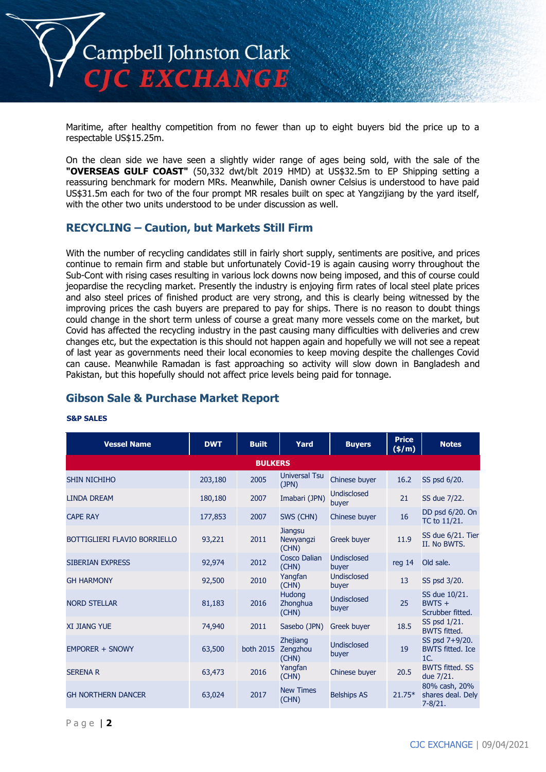Maritime, after healthy competition from no fewer than up to eight buyers bid the price up to a respectable US$15.25m.

On the clean side we have seen a slightly wider range of ages being sold, with the sale of the **"OVERSEAS GULF COAST"** (50,332 dwt/blt 2019 HMD) at US$32.5m to EP Shipping setting a reassuring benchmark for modern MRs. Meanwhile, Danish owner Celsius is understood to have paid US$31.5m each for two of the four prompt MR resales built on spec at Yangzijiang by the yard itself, with the other two units understood to be under discussion as well.

## RECYCLING – Caution, but Markets Still Firm

With the number of recycling candidates still in fairly short supply, sentiments are positive, and prices continue to remain firm and stable but unfortunately Covid-19 is again causing worry throughout the Sub-Cont with rising cases resulting in various lock downs now being imposed, and this of course could jeopardise the recycling market. Presently the industry is enjoying firm rates of local steel plate prices and also steel prices of finished product are very strong, and this is clearly being witnessed by the improving prices the cash buyers are prepared to pay for ships. There is no reason to doubt things could change in the short term unless of course a great many more vessels come on the market, but Covid has affected the recycling industry in the past causing many difficulties with deliveries and crew changes etc, but the expectation is this should not happen again and hopefully we will not see a repeat of last year as governments need their local economies to keep moving despite the challenges Covid can cause. Meanwhile Ramadan is fast approaching so activity will slow down in Bangladesh and Pakistan, but this hopefully should not affect price levels being paid for tonnage.

## Gibson Sale & Purchase Market Report

**S&P SALES**

| Vessel Name | DWT | Built | Yard | Buyers | Price ($/m) | Notes |
|---|---|---|---|---|---|---|
| **BULKERS** | | | | | | |
| SHIN NICHIHO | 203,180 | 2005 | Universal Tsu (JPN) | Chinese buyer | 16.2 | SS psd 6/20. |
| LINDA DREAM | 180,180 | 2007 | Imabari (JPN) | Undisclosed buyer | 21 | SS due 7/22. |
| CAPE RAY | 177,853 | 2007 | SWS (CHN) | Chinese buyer | 16 | DD psd 6/20. On TC to 11/21. |
| BOTTIGLIERI FLAVIO BORRIELLO | 93,221 | 2011 | Jiangsu Newyangzi (CHN) | Greek buyer | 11.9 | SS due 6/21. Tier II. No BWTS. |
| SIBERIAN EXPRESS | 92,974 | 2012 | Cosco Dalian (CHN) | Undisclosed buyer | reg 14 | Old sale. |
| GH HARMONY | 92,500 | 2010 | Yangfan (CHN) | Undisclosed buyer | 13 | SS psd 3/20. |
| NORD STELLAR | 81,183 | 2016 | Hudong Zhonghua (CHN) | Undisclosed buyer | 25 | SS due 10/21. BWTS + Scrubber fitted. |
| XI JIANG YUE | 74,940 | 2011 | Sasebo (JPN) | Greek buyer | 18.5 | SS psd 1/21. BWTS fitted. |
| EMPORER + SNOWY | 63,500 | both 2015 | Zhejiang Zengzhou (CHN) | Undisclosed buyer | 19 | SS psd 7+9/20. BWTS fitted. Ice 1C. |
| SERENA R | 63,473 | 2016 | Yangfan (CHN) | Chinese buyer | 20.5 | BWTS fitted. SS due 7/21. |
| GH NORTHERN DANCER | 63,024 | 2017 | New Times (CHN) | Belships AS | 21.75* | 80% cash, 20% shares deal. Dely 7-8/21. |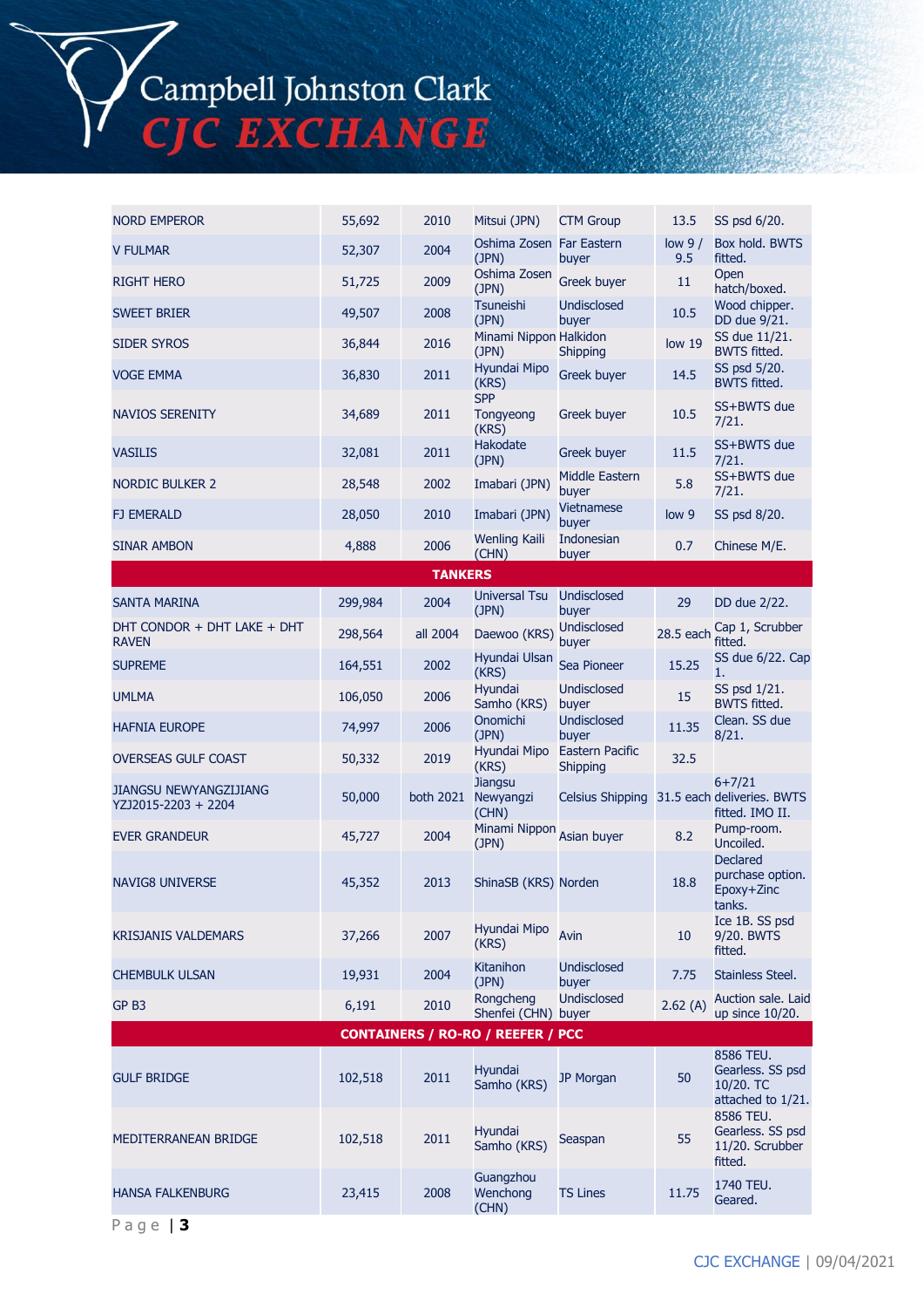| | | | | | | |
|---|---|---|---|---|---|---|
| NORD EMPEROR | 55,692 | 2010 | Mitsui (JPN) | CTM Group | 13.5 | SS psd 6/20. |
| V FULMAR | 52,307 | 2004 | Oshima Zosen (JPN) | Far Eastern buyer | low 9 / 9.5 | Box hold. BWTS fitted. |
| RIGHT HERO | 51,725 | 2009 | Oshima Zosen (JPN) | Greek buyer | 11 | Open hatch/boxed. |
| SWEET BRIER | 49,507 | 2008 | Tsuneishi (JPN) | Undisclosed buyer | 10.5 | Wood chipper. DD due 9/21. |
| SIDER SYROS | 36,844 | 2016 | Minami Nippon (JPN) | Halkidon Shipping | low 19 | SS due 11/21. BWTS fitted. |
| VOGE EMMA | 36,830 | 2011 | Hyundai Mipo (KRS) | Greek buyer | 14.5 | SS psd 5/20. BWTS fitted. |
| NAVIOS SERENITY | 34,689 | 2011 | SPP Tongyeong (KRS) | Greek buyer | 10.5 | SS+BWTS due 7/21. |
| VASILIS | 32,081 | 2011 | Hakodate (JPN) | Greek buyer | 11.5 | SS+BWTS due 7/21. |
| NORDIC BULKER 2 | 28,548 | 2002 | Imabari (JPN) | Middle Eastern buyer | 5.8 | SS+BWTS due 7/21. |
| FJ EMERALD | 28,050 | 2010 | Imabari (JPN) | Vietnamese buyer | low 9 | SS psd 8/20. |
| SINAR AMBON | 4,888 | 2006 | Wenling Kaili (CHN) | Indonesian buyer | 0.7 | Chinese M/E. |
| **TANKERS** | | | | | | |
| SANTA MARINA | 299,984 | 2004 | Universal Tsu (JPN) | Undisclosed buyer | 29 | DD due 2/22. |
| DHT CONDOR + DHT LAKE + DHT RAVEN | 298,564 | all 2004 | Daewoo (KRS) | Undisclosed buyer | 28.5 each | Cap 1, Scrubber fitted. |
| SUPREME | 164,551 | 2002 | Hyundai Ulsan (KRS) | Sea Pioneer | 15.25 | SS due 6/22. Cap 1. |
| UMLMA | 106,050 | 2006 | Hyundai Samho (KRS) | Undisclosed buyer | 15 | SS psd 1/21. BWTS fitted. |
| HAFNIA EUROPE | 74,997 | 2006 | Onomichi (JPN) | Undisclosed buyer | 11.35 | Clean. SS due 8/21. |
| OVERSEAS GULF COAST | 50,332 | 2019 | Hyundai Mipo (KRS) | Eastern Pacific Shipping | 32.5 | |
| JIANGSU NEWYANGZIJIANG YZJ2015-2203 + 2204 | 50,000 | both 2021 | Jiangsu Newyangzi (CHN) | Celsius Shipping | 31.5 each | 6+7/21 deliveries. BWTS fitted. IMO II. |
| EVER GRANDEUR | 45,727 | 2004 | Minami Nippon (JPN) | Asian buyer | 8.2 | Pump-room. Uncoiled. |
| NAVIG8 UNIVERSE | 45,352 | 2013 | ShinaSB (KRS) | Norden | 18.8 | Declared purchase option. Epoxy+Zinc tanks. |
| KRISJANIS VALDEMARS | 37,266 | 2007 | Hyundai Mipo (KRS) | Avin | 10 | Ice 1B. SS psd 9/20. BWTS fitted. |
| CHEMBULK ULSAN | 19,931 | 2004 | Kitanihon (JPN) | Undisclosed buyer | 7.75 | Stainless Steel. |
| GP B3 | 6,191 | 2010 | Rongcheng Shenfei (CHN) | Undisclosed buyer | 2.62 (A) | Auction sale. Laid up since 10/20. |
| **CONTAINERS / RO-RO / REEFER / PCC** | | | | | | |
| GULF BRIDGE | 102,518 | 2011 | Hyundai Samho (KRS) | JP Morgan | 50 | 8586 TEU. Gearless. SS psd 10/20. TC attached to 1/21. |
| MEDITERRANEAN BRIDGE | 102,518 | 2011 | Hyundai Samho (KRS) | Seaspan | 55 | 8586 TEU. Gearless. SS psd 11/20. Scrubber fitted. |
| HANSA FALKENBURG | 23,415 | 2008 | Guangzhou Wenchong (CHN) | TS Lines | 11.75 | 1740 TEU. Geared. |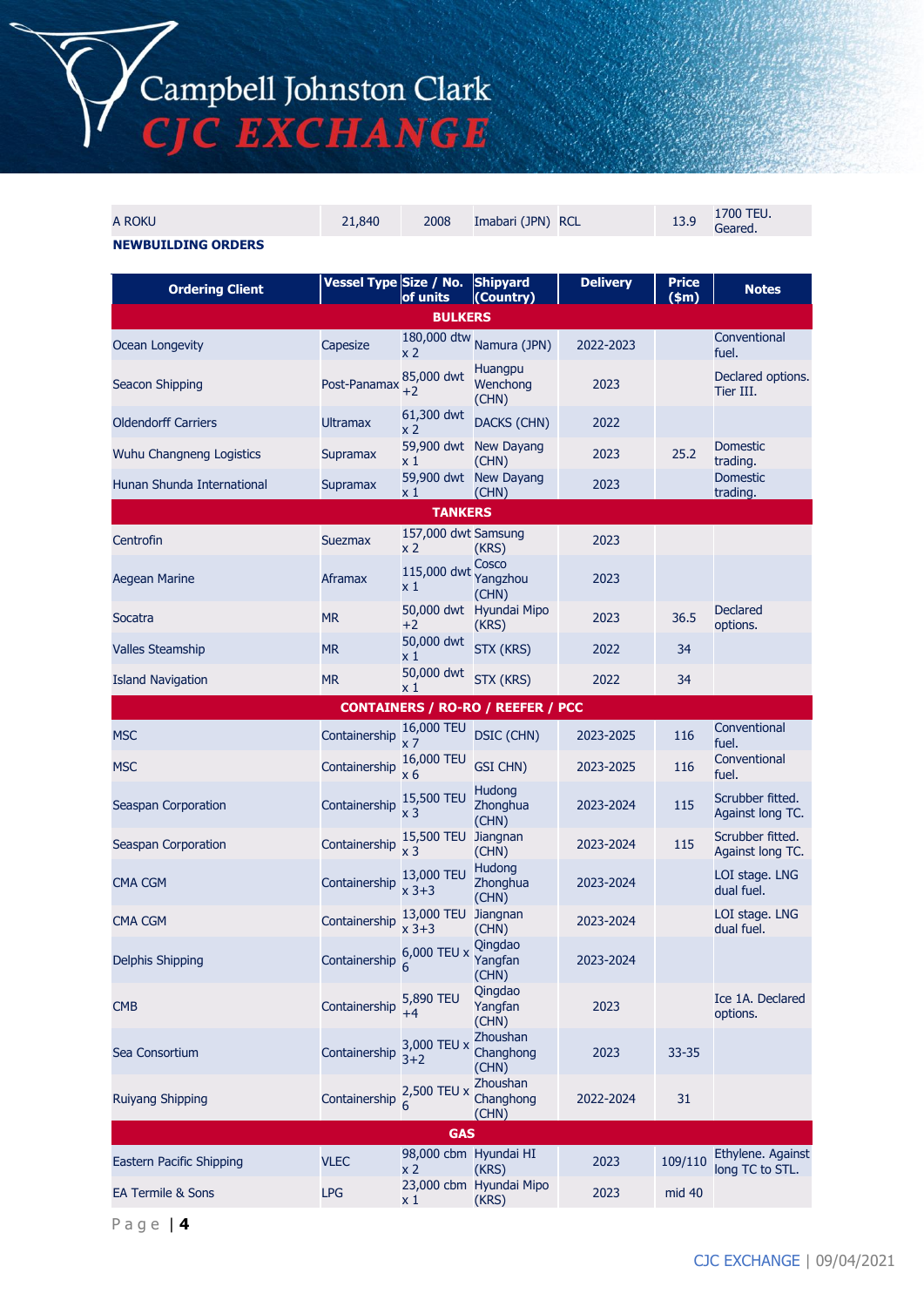| A ROKU | 21,840 | 2008 | Imabari (JPN) | RCL | 13.9 | 1700 TEU. Geared. |
|---|---|---|---|---|---|---|

**NEWBUILDING ORDERS**

| Ordering Client | Vessel Type | Size / No. of units | Shipyard (Country) | Delivery | Price ($m) | Notes |
|---|---|---|---|---|---|---|
| **BULKERS** | | | | | | |
| Ocean Longevity | Capesize | 180,000 dtw x 2 | Namura (JPN) | 2022-2023 | | Conventional fuel. |
| Seacon Shipping | Post-Panamax | 85,000 dwt +2 | Huangpu Wenchong (CHN) | 2023 | | Declared options. Tier III. |
| Oldendorff Carriers | Ultramax | 61,300 dwt x 2 | DACKS (CHN) | 2022 | | |
| Wuhu Changneng Logistics | Supramax | 59,900 dwt x 1 | New Dayang (CHN) | 2023 | 25.2 | Domestic trading. |
| Hunan Shunda International | Supramax | 59,900 dwt x 1 | New Dayang (CHN) | 2023 | | Domestic trading. |
| **TANKERS** | | | | | | |
| Centrofin | Suezmax | 157,000 dwt x 2 | Samsung (KRS) | 2023 | | |
| Aegean Marine | Aframax | 115,000 dwt x 1 | Cosco Yangzhou (CHN) | 2023 | | |
| Socatra | MR | 50,000 dwt +2 | Hyundai Mipo (KRS) | 2023 | 36.5 | Declared options. |
| Valles Steamship | MR | 50,000 dwt x 1 | STX (KRS) | 2022 | 34 | |
| Island Navigation | MR | 50,000 dwt x 1 | STX (KRS) | 2022 | 34 | |
| **CONTAINERS / RO-RO / REEFER / PCC** | | | | | | |
| MSC | Containership | 16,000 TEU x 7 | DSIC (CHN) | 2023-2025 | 116 | Conventional fuel. |
| MSC | Containership | 16,000 TEU x 6 | GSI CHN) | 2023-2025 | 116 | Conventional fuel. |
| Seaspan Corporation | Containership | 15,500 TEU x 3 | Hudong Zhonghua (CHN) | 2023-2024 | 115 | Scrubber fitted. Against long TC. |
| Seaspan Corporation | Containership | 15,500 TEU x 3 | Jiangnan (CHN) | 2023-2024 | 115 | Scrubber fitted. Against long TC. |
| CMA CGM | Containership | 13,000 TEU x 3+3 | Hudong Zhonghua (CHN) | 2023-2024 | | LOI stage. LNG dual fuel. |
| CMA CGM | Containership | 13,000 TEU x 3+3 | Jiangnan (CHN) | 2023-2024 | | LOI stage. LNG dual fuel. |
| Delphis Shipping | Containership | 6,000 TEU x 6 | Qingdao Yangfan (CHN) | 2023-2024 | | |
| CMB | Containership | 5,890 TEU +4 | Qingdao Yangfan (CHN) | 2023 | | Ice 1A. Declared options. |
| Sea Consortium | Containership | 3,000 TEU x 3+2 | Zhoushan Changhong (CHN) | 2023 | 33-35 | |
| Ruiyang Shipping | Containership | 2,500 TEU x 6 | Zhoushan Changhong (CHN) | 2022-2024 | 31 | |
| **GAS** | | | | | | |
| Eastern Pacific Shipping | VLEC | 98,000 cbm x 2 | Hyundai HI (KRS) | 2023 | 109/110 | Ethylene. Against long TC to STL. |
| EA Termile & Sons | LPG | 23,000 cbm x 1 | Hyundai Mipo (KRS) | 2023 | mid 40 | |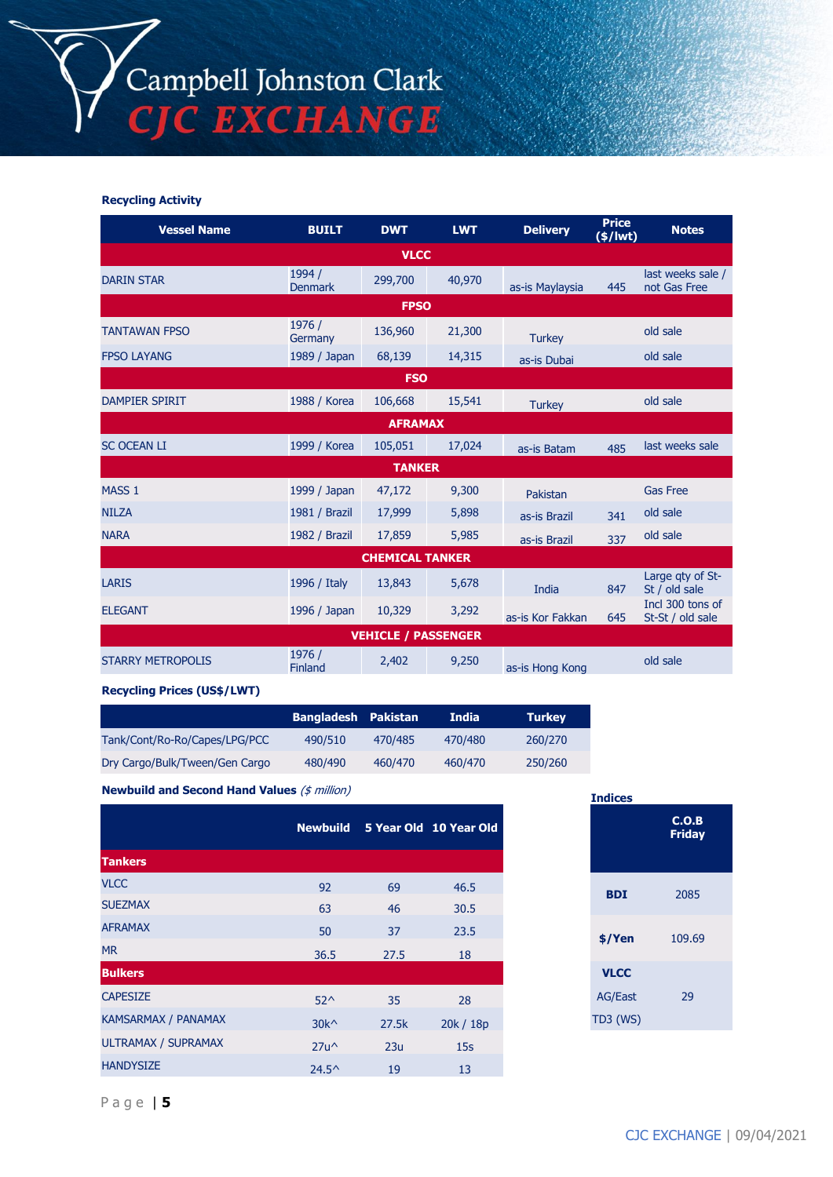### Recycling Activity

| Vessel Name | BUILT | DWT | LWT | Delivery | Price ($/lwt) | Notes |
|---|---|---|---|---|---|---|
| **VLCC** | | | | | | |
| DARIN STAR | 1994 / Denmark | 299,700 | 40,970 | as-is Maylaysia | 445 | last weeks sale / not Gas Free |
| **FPSO** | | | | | | |
| TANTAWAN FPSO | 1976 / Germany | 136,960 | 21,300 | Turkey | | old sale |
| FPSO LAYANG | 1989 / Japan | 68,139 | 14,315 | as-is Dubai | | old sale |
| **FSO** | | | | | | |
| DAMPIER SPIRIT | 1988 / Korea | 106,668 | 15,541 | Turkey | | old sale |
| **AFRAMAX** | | | | | | |
| SC OCEAN LI | 1999 / Korea | 105,051 | 17,024 | as-is Batam | 485 | last weeks sale |
| **TANKER** | | | | | | |
| MASS 1 | 1999 / Japan | 47,172 | 9,300 | Pakistan | | Gas Free |
| NILZA | 1981 / Brazil | 17,999 | 5,898 | as-is Brazil | 341 | old sale |
| NARA | 1982 / Brazil | 17,859 | 5,985 | as-is Brazil | 337 | old sale |
| **CHEMICAL TANKER** | | | | | | |
| LARIS | 1996 / Italy | 13,843 | 5,678 | India | 847 | Large qty of St-St / old sale |
| ELEGANT | 1996 / Japan | 10,329 | 3,292 | as-is Kor Fakkan | 645 | Incl 300 tons of St-St / old sale |
| **VEHICLE / PASSENGER** | | | | | | |
| STARRY METROPOLIS | 1976 / Finland | 2,402 | 9,250 | as-is Hong Kong | | old sale |

### Recycling Prices (US$/LWT)

| | Bangladesh | Pakistan | India | Turkey |
|---|---|---|---|---|
| Tank/Cont/Ro-Ro/Capes/LPG/PCC | 490/510 | 470/485 | 470/480 | 260/270 |
| Dry Cargo/Bulk/Tween/Gen Cargo | 480/490 | 460/470 | 460/470 | 250/260 |

### Newbuild and Second Hand Values *($ million)*

| | Newbuild | 5 Year Old | 10 Year Old |
|---|---|---|---|
| **Tankers** | | | |
| VLCC | 92 | 69 | 46.5 |
| SUEZMAX | 63 | 46 | 30.5 |
| AFRAMAX | 50 | 37 | 23.5 |
| MR | 36.5 | 27.5 | 18 |
| **Bulkers** | | | |
| CAPESIZE | 52^ | 35 | 28 |
| KAMSARMAX / PANAMAX | 30k^ | 27.5k | 20k / 18p |
| ULTRAMAX / SUPRAMAX | 27u^ | 23u | 15s |
| HANDYSIZE | 24.5^ | 19 | 13 |

### Indices

| | C.O.B Friday |
|---|---|
| **BDI** | 2085 |
| **$/Yen** | 109.69 |
| **VLCC** AG/East TD3 (WS) | 29 |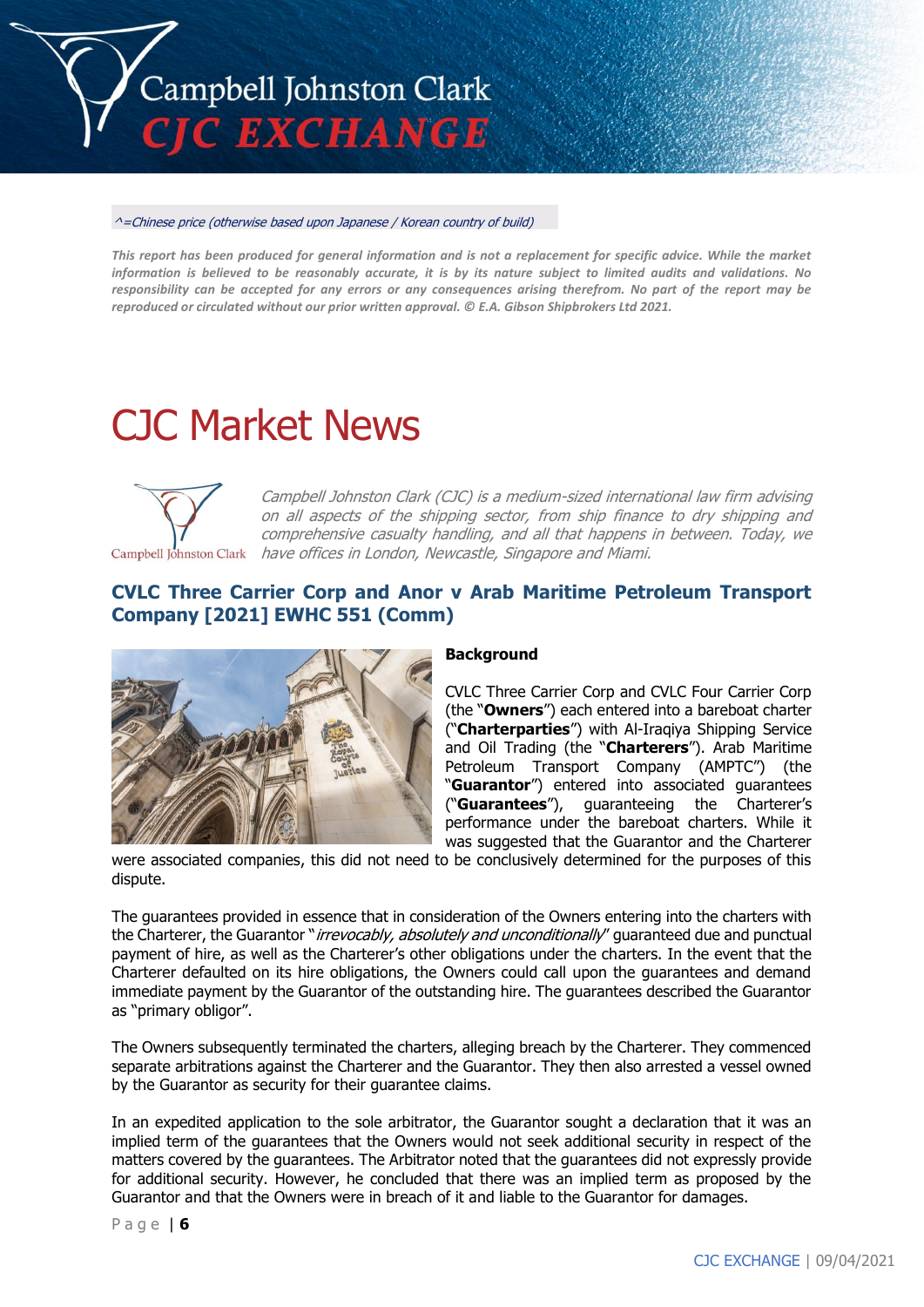^=Chinese price (otherwise based upon Japanese / Korean country of build)

***This report has been produced for general information and is not a replacement for specific advice. While the market information is believed to be reasonably accurate, it is by its nature subject to limited audits and validations. No responsibility can be accepted for any errors or any consequences arising therefrom. No part of the report may be reproduced or circulated without our prior written approval. © E.A. Gibson Shipbrokers Ltd 2021.***

# CJC Market News

*Campbell Johnston Clark (CJC) is a medium-sized international law firm advising on all aspects of the shipping sector, from ship finance to dry shipping and comprehensive casualty handling, and all that happens in between. Today, we have offices in London, Newcastle, Singapore and Miami.*

## CVLC Three Carrier Corp and Anor v Arab Maritime Petroleum Transport Company [2021] EWHC 551 (Comm)

**Background**

CVLC Three Carrier Corp and CVLC Four Carrier Corp (the "**Owners**") each entered into a bareboat charter ("**Charterparties**") with Al-Iraqiya Shipping Service and Oil Trading (the "**Charterers**"). Arab Maritime Petroleum Transport Company (AMPTC") (the "**Guarantor**") entered into associated guarantees ("**Guarantees**"), guaranteeing the Charterer's performance under the bareboat charters. While it was suggested that the Guarantor and the Charterer were associated companies, this did not need to be conclusively determined for the purposes of this dispute.

The guarantees provided in essence that in consideration of the Owners entering into the charters with the Charterer, the Guarantor "*irrevocably, absolutely and unconditionally*" guaranteed due and punctual payment of hire, as well as the Charterer's other obligations under the charters. In the event that the Charterer defaulted on its hire obligations, the Owners could call upon the guarantees and demand immediate payment by the Guarantor of the outstanding hire. The guarantees described the Guarantor as "primary obligor".

The Owners subsequently terminated the charters, alleging breach by the Charterer. They commenced separate arbitrations against the Charterer and the Guarantor. They then also arrested a vessel owned by the Guarantor as security for their guarantee claims.

In an expedited application to the sole arbitrator, the Guarantor sought a declaration that it was an implied term of the guarantees that the Owners would not seek additional security in respect of the matters covered by the guarantees. The Arbitrator noted that the guarantees did not expressly provide for additional security. However, he concluded that there was an implied term as proposed by the Guarantor and that the Owners were in breach of it and liable to the Guarantor for damages.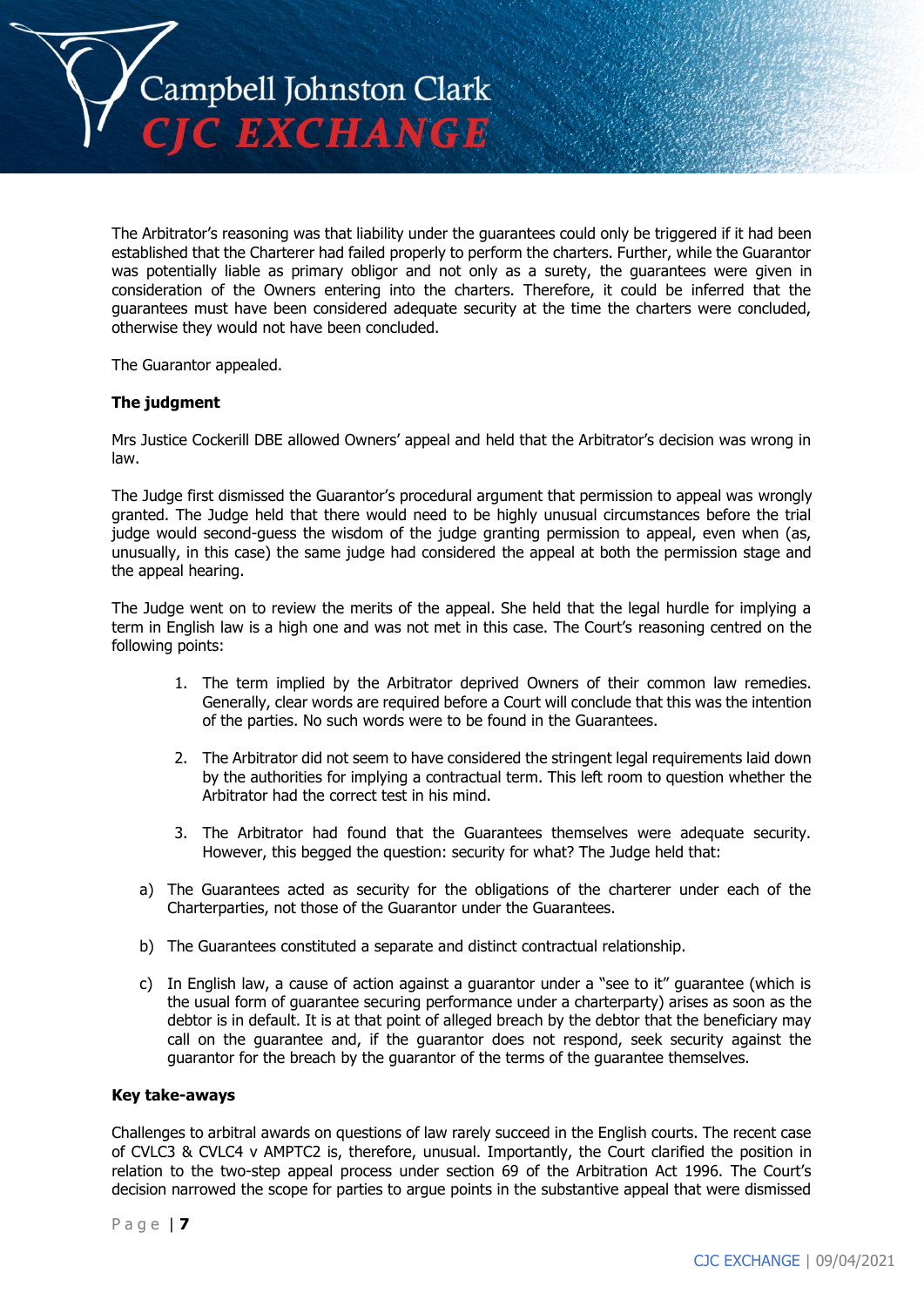The Arbitrator's reasoning was that liability under the guarantees could only be triggered if it had been established that the Charterer had failed properly to perform the charters. Further, while the Guarantor was potentially liable as primary obligor and not only as a surety, the guarantees were given in consideration of the Owners entering into the charters. Therefore, it could be inferred that the guarantees must have been considered adequate security at the time the charters were concluded, otherwise they would not have been concluded.

The Guarantor appealed.

**The judgment**

Mrs Justice Cockerill DBE allowed Owners' appeal and held that the Arbitrator's decision was wrong in law.

The Judge first dismissed the Guarantor's procedural argument that permission to appeal was wrongly granted. The Judge held that there would need to be highly unusual circumstances before the trial judge would second-guess the wisdom of the judge granting permission to appeal, even when (as, unusually, in this case) the same judge had considered the appeal at both the permission stage and the appeal hearing.

The Judge went on to review the merits of the appeal. She held that the legal hurdle for implying a term in English law is a high one and was not met in this case. The Court's reasoning centred on the following points:

1. The term implied by the Arbitrator deprived Owners of their common law remedies. Generally, clear words are required before a Court will conclude that this was the intention of the parties. No such words were to be found in the Guarantees.

2. The Arbitrator did not seem to have considered the stringent legal requirements laid down by the authorities for implying a contractual term. This left room to question whether the Arbitrator had the correct test in his mind.

3. The Arbitrator had found that the Guarantees themselves were adequate security. However, this begged the question: security for what? The Judge held that:

a) The Guarantees acted as security for the obligations of the charterer under each of the Charterparties, not those of the Guarantor under the Guarantees.

b) The Guarantees constituted a separate and distinct contractual relationship.

c) In English law, a cause of action against a guarantor under a "see to it" guarantee (which is the usual form of guarantee securing performance under a charterparty) arises as soon as the debtor is in default. It is at that point of alleged breach by the debtor that the beneficiary may call on the guarantee and, if the guarantor does not respond, seek security against the guarantor for the breach by the guarantor of the terms of the guarantee themselves.

**Key take-aways**

Challenges to arbitral awards on questions of law rarely succeed in the English courts. The recent case of CVLC3 & CVLC4 v AMPTC2 is, therefore, unusual. Importantly, the Court clarified the position in relation to the two-step appeal process under section 69 of the Arbitration Act 1996. The Court's decision narrowed the scope for parties to argue points in the substantive appeal that were dismissed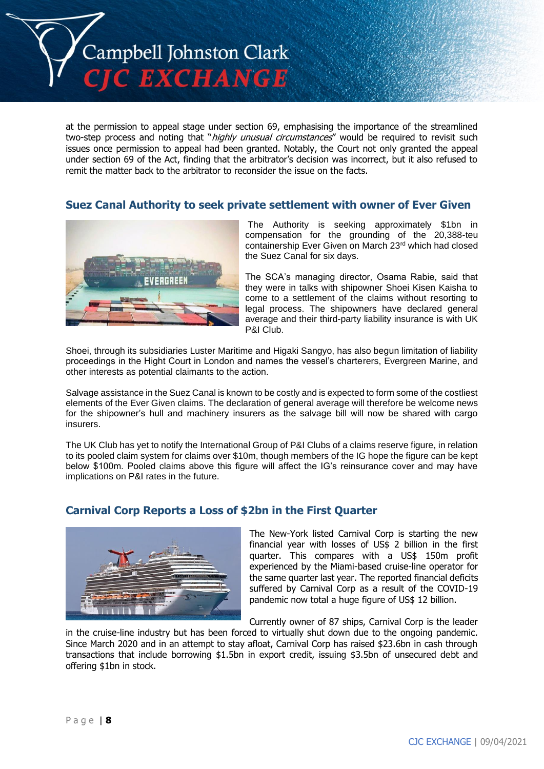at the permission to appeal stage under section 69, emphasising the importance of the streamlined two-step process and noting that "*highly unusual circumstances*" would be required to revisit such issues once permission to appeal had been granted. Notably, the Court not only granted the appeal under section 69 of the Act, finding that the arbitrator's decision was incorrect, but it also refused to remit the matter back to the arbitrator to reconsider the issue on the facts.

## Suez Canal Authority to seek private settlement with owner of Ever Given

The Authority is seeking approximately $1bn in compensation for the grounding of the 20,388-teu containership Ever Given on March 23rd which had closed the Suez Canal for six days.

The SCA's managing director, Osama Rabie, said that they were in talks with shipowner Shoei Kisen Kaisha to come to a settlement of the claims without resorting to legal process. The shipowners have declared general average and their third-party liability insurance is with UK P&I Club.

Shoei, through its subsidiaries Luster Maritime and Higaki Sangyo, has also begun limitation of liability proceedings in the Hight Court in London and names the vessel's charterers, Evergreen Marine, and other interests as potential claimants to the action.

Salvage assistance in the Suez Canal is known to be costly and is expected to form some of the costliest elements of the Ever Given claims. The declaration of general average will therefore be welcome news for the shipowner's hull and machinery insurers as the salvage bill will now be shared with cargo insurers.

The UK Club has yet to notify the International Group of P&I Clubs of a claims reserve figure, in relation to its pooled claim system for claims over $10m, though members of the IG hope the figure can be kept below $100m. Pooled claims above this figure will affect the IG's reinsurance cover and may have implications on P&I rates in the future.

## Carnival Corp Reports a Loss of $2bn in the First Quarter

The New-York listed Carnival Corp is starting the new financial year with losses of US$ 2 billion in the first quarter. This compares with a US$ 150m profit experienced by the Miami-based cruise-line operator for the same quarter last year. The reported financial deficits suffered by Carnival Corp as a result of the COVID-19 pandemic now total a huge figure of US$ 12 billion.

Currently owner of 87 ships, Carnival Corp is the leader in the cruise-line industry but has been forced to virtually shut down due to the ongoing pandemic. Since March 2020 and in an attempt to stay afloat, Carnival Corp has raised $23.6bn in cash through transactions that include borrowing $1.5bn in export credit, issuing $3.5bn of unsecured debt and offering $1bn in stock.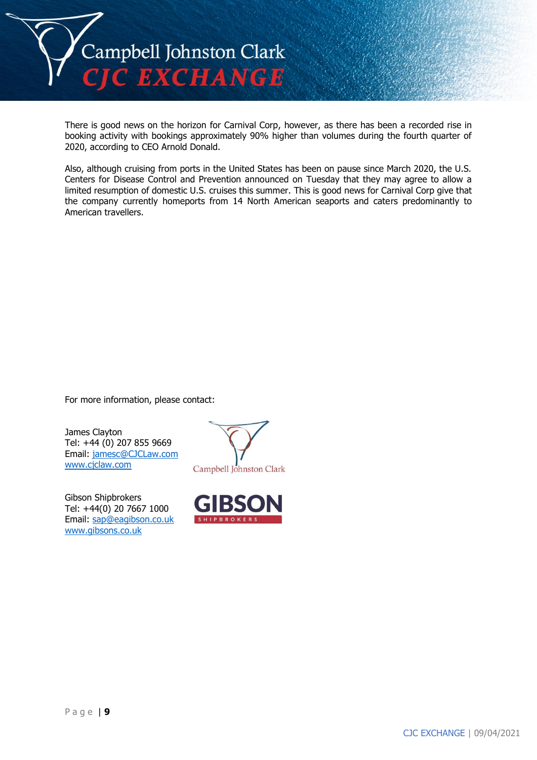There is good news on the horizon for Carnival Corp, however, as there has been a recorded rise in booking activity with bookings approximately 90% higher than volumes during the fourth quarter of 2020, according to CEO Arnold Donald.

Also, although cruising from ports in the United States has been on pause since March 2020, the U.S. Centers for Disease Control and Prevention announced on Tuesday that they may agree to allow a limited resumption of domestic U.S. cruises this summer. This is good news for Carnival Corp give that the company currently homeports from 14 North American seaports and caters predominantly to American travellers.

For more information, please contact:

James Clayton
Tel: +44 (0) 207 855 9669
Email: jamesc@CJCLaw.com
www.cjclaw.com

Gibson Shipbrokers
Tel: +44(0) 20 7667 1000
Email: sap@eagibson.co.uk
www.gibsons.co.uk